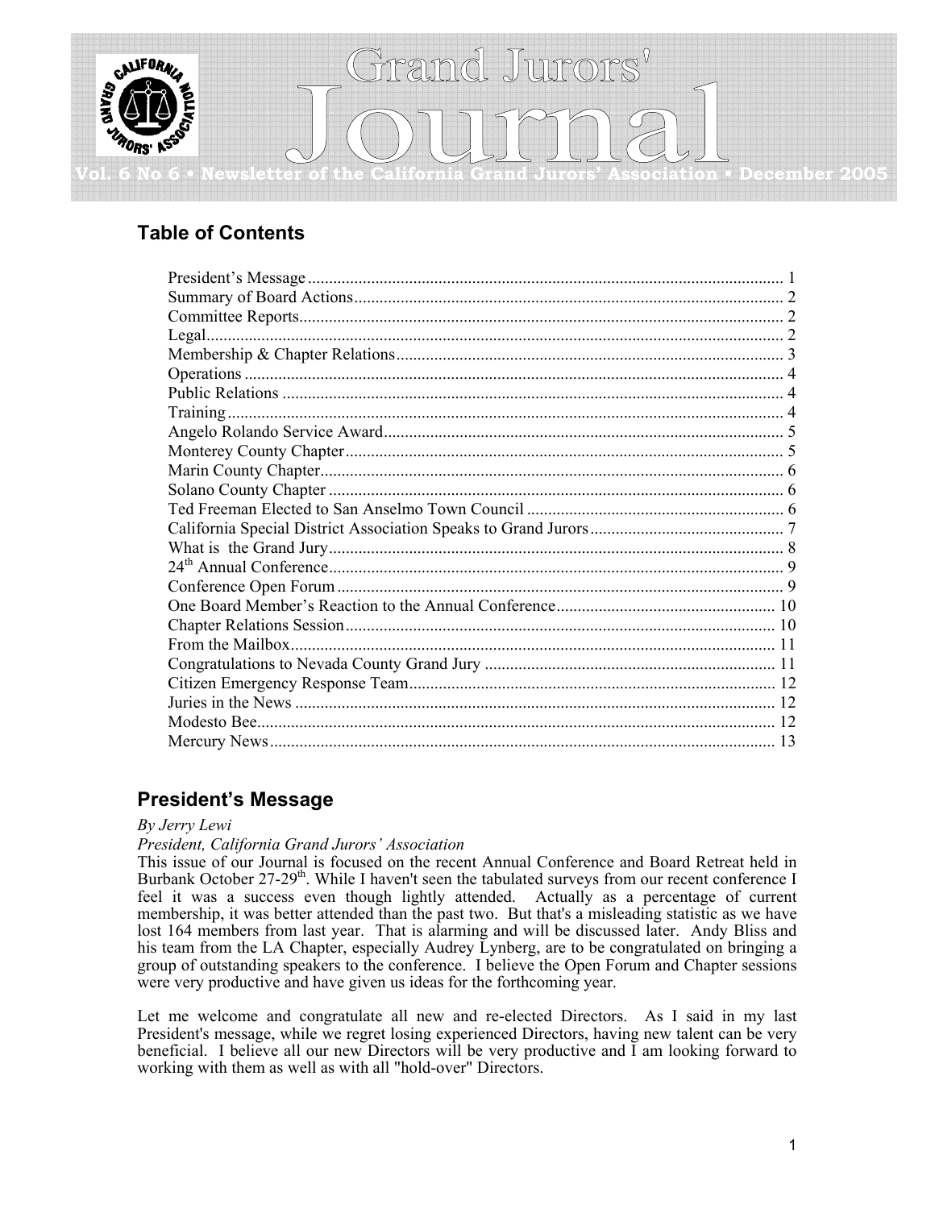# Grand Jurors' Journal

Vol. 6 No 6 • Newsletter of the California Grand Jurors' Association • December 2005

## Table of Contents

President's Message ........ 1
Summary of Board Actions ........ 2
Committee Reports ........ 2
Legal ........ 2
Membership & Chapter Relations ........ 3
Operations ........ 4
Public Relations ........ 4
Training ........ 4
Angelo Rolando Service Award ........ 5
Monterey County Chapter ........ 5
Marin County Chapter ........ 6
Solano County Chapter ........ 6
Ted Freeman Elected to San Anselmo Town Council ........ 6
California Special District Association Speaks to Grand Jurors ........ 7
What is the Grand Jury ........ 8
24th Annual Conference ........ 9
Conference Open Forum ........ 9
One Board Member's Reaction to the Annual Conference ........ 10
Chapter Relations Session ........ 10
From the Mailbox ........ 11
Congratulations to Nevada County Grand Jury ........ 11
Citizen Emergency Response Team ........ 12
Juries in the News ........ 12
Modesto Bee ........ 12
Mercury News ........ 13

## President's Message

*By Jerry Lewi*

*President, California Grand Jurors' Association*

This issue of our Journal is focused on the recent Annual Conference and Board Retreat held in Burbank October 27-29th. While I haven't seen the tabulated surveys from our recent conference I feel it was a success even though lightly attended. Actually as a percentage of current membership, it was better attended than the past two. But that's a misleading statistic as we have lost 164 members from last year. That is alarming and will be discussed later. Andy Bliss and his team from the LA Chapter, especially Audrey Lynberg, are to be congratulated on bringing a group of outstanding speakers to the conference. I believe the Open Forum and Chapter sessions were very productive and have given us ideas for the forthcoming year.

Let me welcome and congratulate all new and re-elected Directors. As I said in my last President's message, while we regret losing experienced Directors, having new talent can be very beneficial. I believe all our new Directors will be very productive and I am looking forward to working with them as well as with all "hold-over" Directors.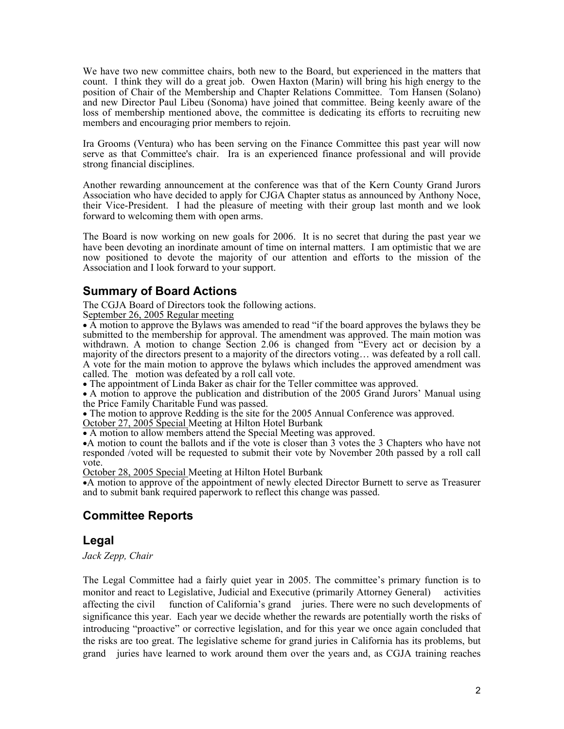We have two new committee chairs, both new to the Board, but experienced in the matters that count. I think they will do a great job. Owen Haxton (Marin) will bring his high energy to the position of Chair of the Membership and Chapter Relations Committee. Tom Hansen (Solano) and new Director Paul Libeu (Sonoma) have joined that committee. Being keenly aware of the loss of membership mentioned above, the committee is dedicating its efforts to recruiting new members and encouraging prior members to rejoin.

Ira Grooms (Ventura) who has been serving on the Finance Committee this past year will now serve as that Committee's chair. Ira is an experienced finance professional and will provide strong financial disciplines.

Another rewarding announcement at the conference was that of the Kern County Grand Jurors Association who have decided to apply for CJGA Chapter status as announced by Anthony Noce, their Vice-President. I had the pleasure of meeting with their group last month and we look forward to welcoming them with open arms.

The Board is now working on new goals for 2006. It is no secret that during the past year we have been devoting an inordinate amount of time on internal matters. I am optimistic that we are now positioned to devote the majority of our attention and efforts to the mission of the Association and I look forward to your support.

## Summary of Board Actions

The CGJA Board of Directors took the following actions.

<u>September 26, 2005 Regular meeting</u>

- A motion to approve the Bylaws was amended to read "if the board approves the bylaws they be submitted to the membership for approval. The amendment was approved. The main motion was withdrawn. A motion to change Section 2.06 is changed from "Every act or decision by a majority of the directors present to a majority of the directors voting… was defeated by a roll call. A vote for the main motion to approve the bylaws which includes the approved amendment was called. The motion was defeated by a roll call vote.
- The appointment of Linda Baker as chair for the Teller committee was approved.
- A motion to approve the publication and distribution of the 2005 Grand Jurors' Manual using the Price Family Charitable Fund was passed.
- The motion to approve Redding is the site for the 2005 Annual Conference was approved.

<u>October 27, 2005 Special</u> Meeting at Hilton Hotel Burbank

- A motion to allow members attend the Special Meeting was approved.
- A motion to count the ballots and if the vote is closer than 3 votes the 3 Chapters who have not responded /voted will be requested to submit their vote by November 20th passed by a roll call vote.

<u>October 28, 2005 Special</u> Meeting at Hilton Hotel Burbank

- A motion to approve of the appointment of newly elected Director Burnett to serve as Treasurer and to submit bank required paperwork to reflect this change was passed.

## Committee Reports

## Legal

*Jack Zepp, Chair*

The Legal Committee had a fairly quiet year in 2005. The committee's primary function is to monitor and react to Legislative, Judicial and Executive (primarily Attorney General) activities affecting the civil function of California's grand juries. There were no such developments of significance this year. Each year we decide whether the rewards are potentially worth the risks of introducing "proactive" or corrective legislation, and for this year we once again concluded that the risks are too great. The legislative scheme for grand juries in California has its problems, but grand juries have learned to work around them over the years and, as CGJA training reaches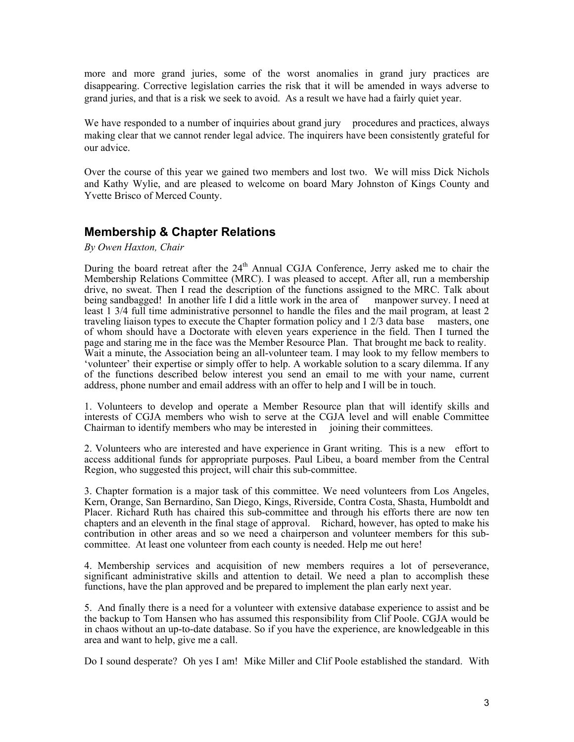more and more grand juries, some of the worst anomalies in grand jury practices are disappearing. Corrective legislation carries the risk that it will be amended in ways adverse to grand juries, and that is a risk we seek to avoid. As a result we have had a fairly quiet year.

We have responded to a number of inquiries about grand jury procedures and practices, always making clear that we cannot render legal advice. The inquirers have been consistently grateful for our advice.

Over the course of this year we gained two members and lost two. We will miss Dick Nichols and Kathy Wylie, and are pleased to welcome on board Mary Johnston of Kings County and Yvette Brisco of Merced County.

## Membership & Chapter Relations

*By Owen Haxton, Chair*

During the board retreat after the 24th Annual CGJA Conference, Jerry asked me to chair the Membership Relations Committee (MRC). I was pleased to accept. After all, run a membership drive, no sweat. Then I read the description of the functions assigned to the MRC. Talk about being sandbagged! In another life I did a little work in the area of manpower survey. I need at least 1 3/4 full time administrative personnel to handle the files and the mail program, at least 2 traveling liaison types to execute the Chapter formation policy and 1 2/3 data base masters, one of whom should have a Doctorate with eleven years experience in the field. Then I turned the page and staring me in the face was the Member Resource Plan. That brought me back to reality. Wait a minute, the Association being an all-volunteer team. I may look to my fellow members to 'volunteer' their expertise or simply offer to help. A workable solution to a scary dilemma. If any of the functions described below interest you send an email to me with your name, current address, phone number and email address with an offer to help and I will be in touch.

1. Volunteers to develop and operate a Member Resource plan that will identify skills and interests of CGJA members who wish to serve at the CGJA level and will enable Committee Chairman to identify members who may be interested in joining their committees.

2. Volunteers who are interested and have experience in Grant writing. This is a new effort to access additional funds for appropriate purposes. Paul Libeu, a board member from the Central Region, who suggested this project, will chair this sub-committee.

3. Chapter formation is a major task of this committee. We need volunteers from Los Angeles, Kern, Orange, San Bernardino, San Diego, Kings, Riverside, Contra Costa, Shasta, Humboldt and Placer. Richard Ruth has chaired this sub-committee and through his efforts there are now ten chapters and an eleventh in the final stage of approval. Richard, however, has opted to make his contribution in other areas and so we need a chairperson and volunteer members for this sub-committee. At least one volunteer from each county is needed. Help me out here!

4. Membership services and acquisition of new members requires a lot of perseverance, significant administrative skills and attention to detail. We need a plan to accomplish these functions, have the plan approved and be prepared to implement the plan early next year.

5. And finally there is a need for a volunteer with extensive database experience to assist and be the backup to Tom Hansen who has assumed this responsibility from Clif Poole. CGJA would be in chaos without an up-to-date database. So if you have the experience, are knowledgeable in this area and want to help, give me a call.

Do I sound desperate? Oh yes I am! Mike Miller and Clif Poole established the standard. With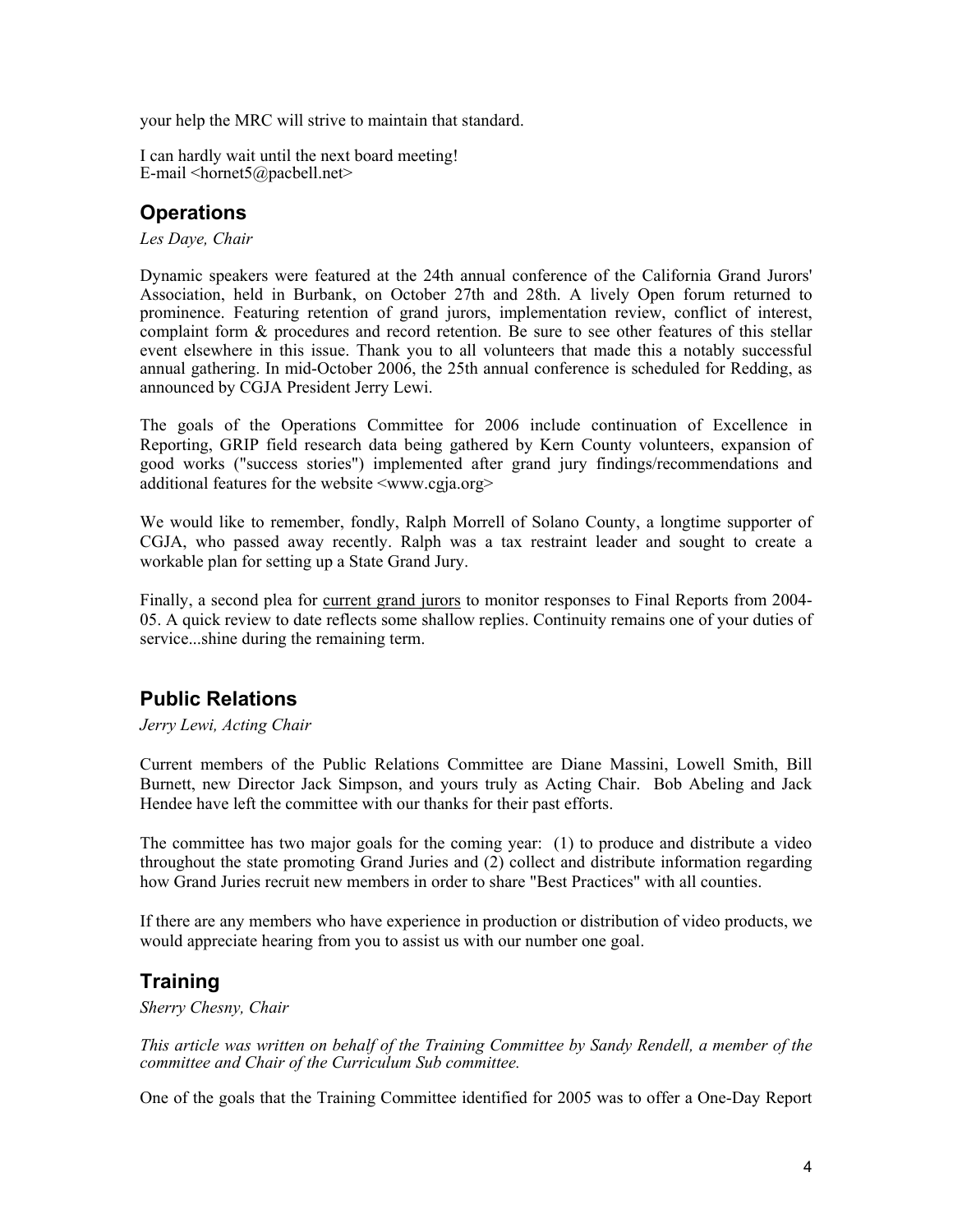your help the MRC will strive to maintain that standard.

I can hardly wait until the next board meeting!
E-mail <hornet5@pacbell.net>

## Operations

*Les Daye, Chair*

Dynamic speakers were featured at the 24th annual conference of the California Grand Jurors' Association, held in Burbank, on October 27th and 28th. A lively Open forum returned to prominence. Featuring retention of grand jurors, implementation review, conflict of interest, complaint form & procedures and record retention. Be sure to see other features of this stellar event elsewhere in this issue. Thank you to all volunteers that made this a notably successful annual gathering. In mid-October 2006, the 25th annual conference is scheduled for Redding, as announced by CGJA President Jerry Lewi.

The goals of the Operations Committee for 2006 include continuation of Excellence in Reporting, GRIP field research data being gathered by Kern County volunteers, expansion of good works ("success stories") implemented after grand jury findings/recommendations and additional features for the website <www.cgja.org>

We would like to remember, fondly, Ralph Morrell of Solano County, a longtime supporter of CGJA, who passed away recently. Ralph was a tax restraint leader and sought to create a workable plan for setting up a State Grand Jury.

Finally, a second plea for current grand jurors to monitor responses to Final Reports from 2004-05. A quick review to date reflects some shallow replies. Continuity remains one of your duties of service...shine during the remaining term.

## Public Relations

*Jerry Lewi, Acting Chair*

Current members of the Public Relations Committee are Diane Massini, Lowell Smith, Bill Burnett, new Director Jack Simpson, and yours truly as Acting Chair. Bob Abeling and Jack Hendee have left the committee with our thanks for their past efforts.

The committee has two major goals for the coming year: (1) to produce and distribute a video throughout the state promoting Grand Juries and (2) collect and distribute information regarding how Grand Juries recruit new members in order to share "Best Practices" with all counties.

If there are any members who have experience in production or distribution of video products, we would appreciate hearing from you to assist us with our number one goal.

## Training

*Sherry Chesny, Chair*

*This article was written on behalf of the Training Committee by Sandy Rendell, a member of the committee and Chair of the Curriculum Sub committee.*

One of the goals that the Training Committee identified for 2005 was to offer a One-Day Report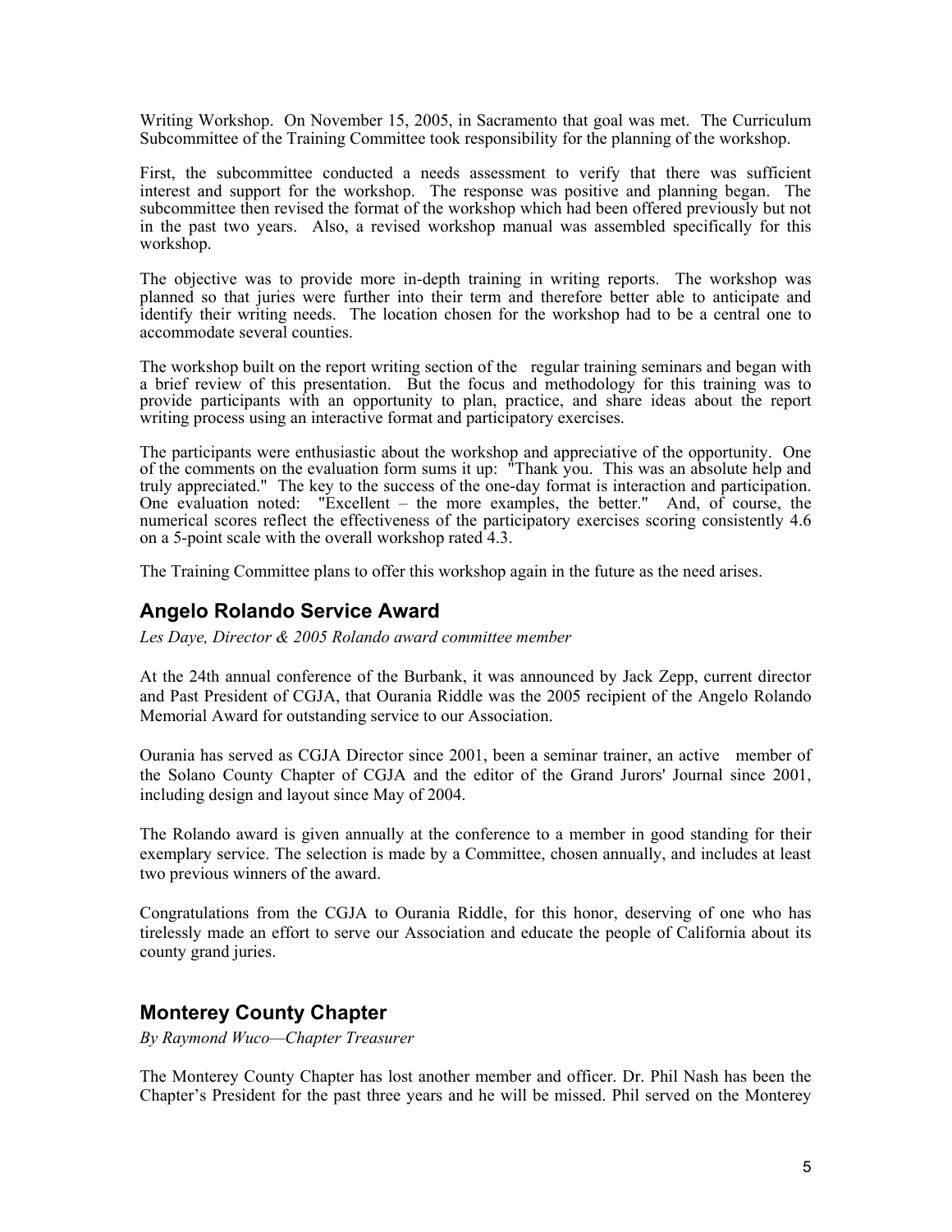Writing Workshop. On November 15, 2005, in Sacramento that goal was met. The Curriculum Subcommittee of the Training Committee took responsibility for the planning of the workshop.

First, the subcommittee conducted a needs assessment to verify that there was sufficient interest and support for the workshop. The response was positive and planning began. The subcommittee then revised the format of the workshop which had been offered previously but not in the past two years. Also, a revised workshop manual was assembled specifically for this workshop.

The objective was to provide more in-depth training in writing reports. The workshop was planned so that juries were further into their term and therefore better able to anticipate and identify their writing needs. The location chosen for the workshop had to be a central one to accommodate several counties.

The workshop built on the report writing section of the regular training seminars and began with a brief review of this presentation. But the focus and methodology for this training was to provide participants with an opportunity to plan, practice, and share ideas about the report writing process using an interactive format and participatory exercises.

The participants were enthusiastic about the workshop and appreciative of the opportunity. One of the comments on the evaluation form sums it up: "Thank you. This was an absolute help and truly appreciated." The key to the success of the one-day format is interaction and participation. One evaluation noted: "Excellent – the more examples, the better." And, of course, the numerical scores reflect the effectiveness of the participatory exercises scoring consistently 4.6 on a 5-point scale with the overall workshop rated 4.3.

The Training Committee plans to offer this workshop again in the future as the need arises.

## Angelo Rolando Service Award

*Les Daye, Director & 2005 Rolando award committee member*

At the 24th annual conference of the Burbank, it was announced by Jack Zepp, current director and Past President of CGJA, that Ourania Riddle was the 2005 recipient of the Angelo Rolando Memorial Award for outstanding service to our Association.

Ourania has served as CGJA Director since 2001, been a seminar trainer, an active member of the Solano County Chapter of CGJA and the editor of the Grand Jurors' Journal since 2001, including design and layout since May of 2004.

The Rolando award is given annually at the conference to a member in good standing for their exemplary service. The selection is made by a Committee, chosen annually, and includes at least two previous winners of the award.

Congratulations from the CGJA to Ourania Riddle, for this honor, deserving of one who has tirelessly made an effort to serve our Association and educate the people of California about its county grand juries.

## Monterey County Chapter

*By Raymond Wuco—Chapter Treasurer*

The Monterey County Chapter has lost another member and officer. Dr. Phil Nash has been the Chapter's President for the past three years and he will be missed. Phil served on the Monterey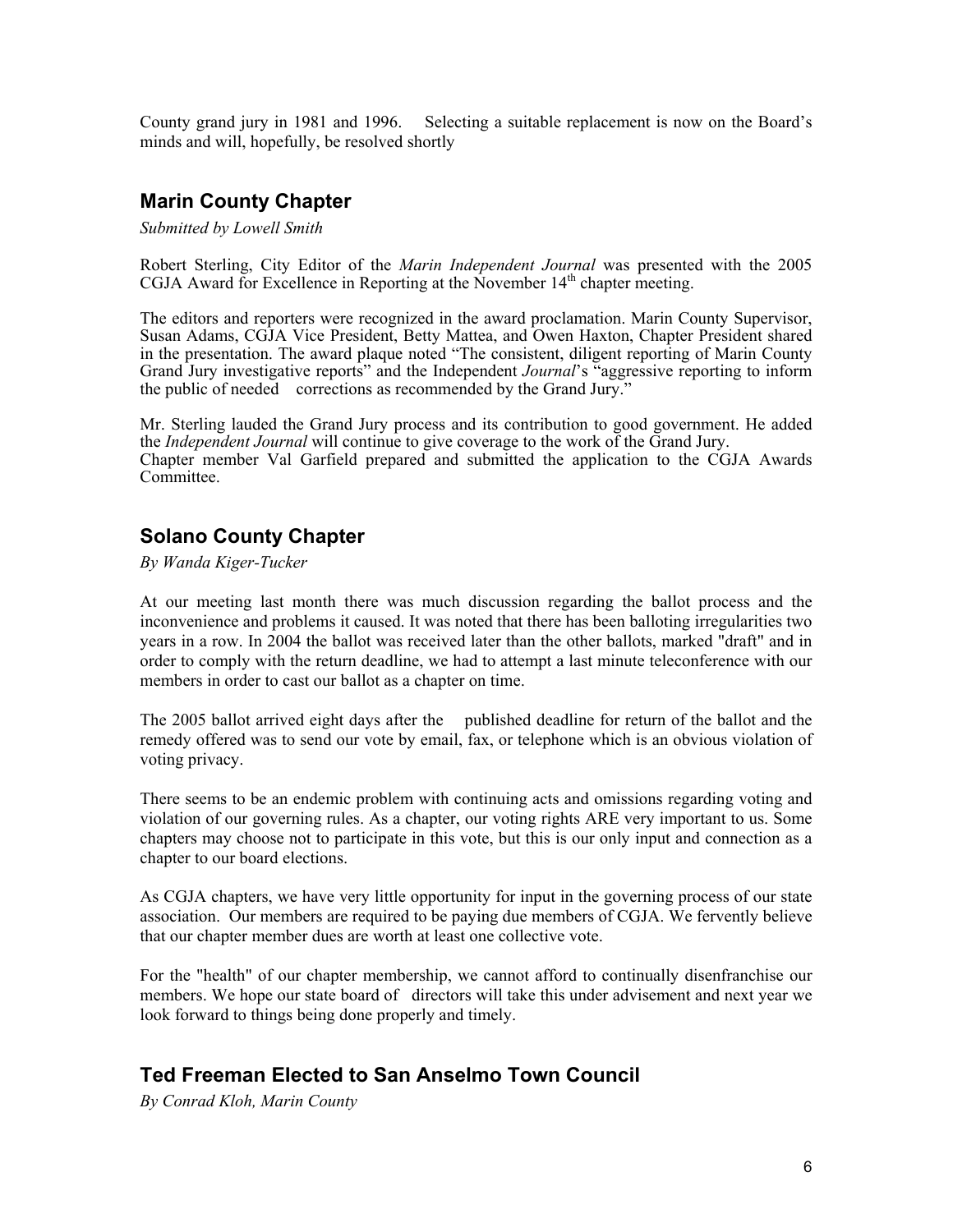County grand jury in 1981 and 1996. Selecting a suitable replacement is now on the Board's minds and will, hopefully, be resolved shortly

## Marin County Chapter

*Submitted by Lowell Smith*

Robert Sterling, City Editor of the *Marin Independent Journal* was presented with the 2005 CGJA Award for Excellence in Reporting at the November 14th chapter meeting.

The editors and reporters were recognized in the award proclamation. Marin County Supervisor, Susan Adams, CGJA Vice President, Betty Mattea, and Owen Haxton, Chapter President shared in the presentation. The award plaque noted "The consistent, diligent reporting of Marin County Grand Jury investigative reports" and the Independent *Journal*'s "aggressive reporting to inform the public of needed corrections as recommended by the Grand Jury."

Mr. Sterling lauded the Grand Jury process and its contribution to good government. He added the *Independent Journal* will continue to give coverage to the work of the Grand Jury.
Chapter member Val Garfield prepared and submitted the application to the CGJA Awards Committee.

## Solano County Chapter

*By Wanda Kiger-Tucker*

At our meeting last month there was much discussion regarding the ballot process and the inconvenience and problems it caused. It was noted that there has been balloting irregularities two years in a row. In 2004 the ballot was received later than the other ballots, marked "draft" and in order to comply with the return deadline, we had to attempt a last minute teleconference with our members in order to cast our ballot as a chapter on time.

The 2005 ballot arrived eight days after the published deadline for return of the ballot and the remedy offered was to send our vote by email, fax, or telephone which is an obvious violation of voting privacy.

There seems to be an endemic problem with continuing acts and omissions regarding voting and violation of our governing rules. As a chapter, our voting rights ARE very important to us. Some chapters may choose not to participate in this vote, but this is our only input and connection as a chapter to our board elections.

As CGJA chapters, we have very little opportunity for input in the governing process of our state association. Our members are required to be paying due members of CGJA. We fervently believe that our chapter member dues are worth at least one collective vote.

For the "health" of our chapter membership, we cannot afford to continually disenfranchise our members. We hope our state board of directors will take this under advisement and next year we look forward to things being done properly and timely.

## Ted Freeman Elected to San Anselmo Town Council

*By Conrad Kloh, Marin County*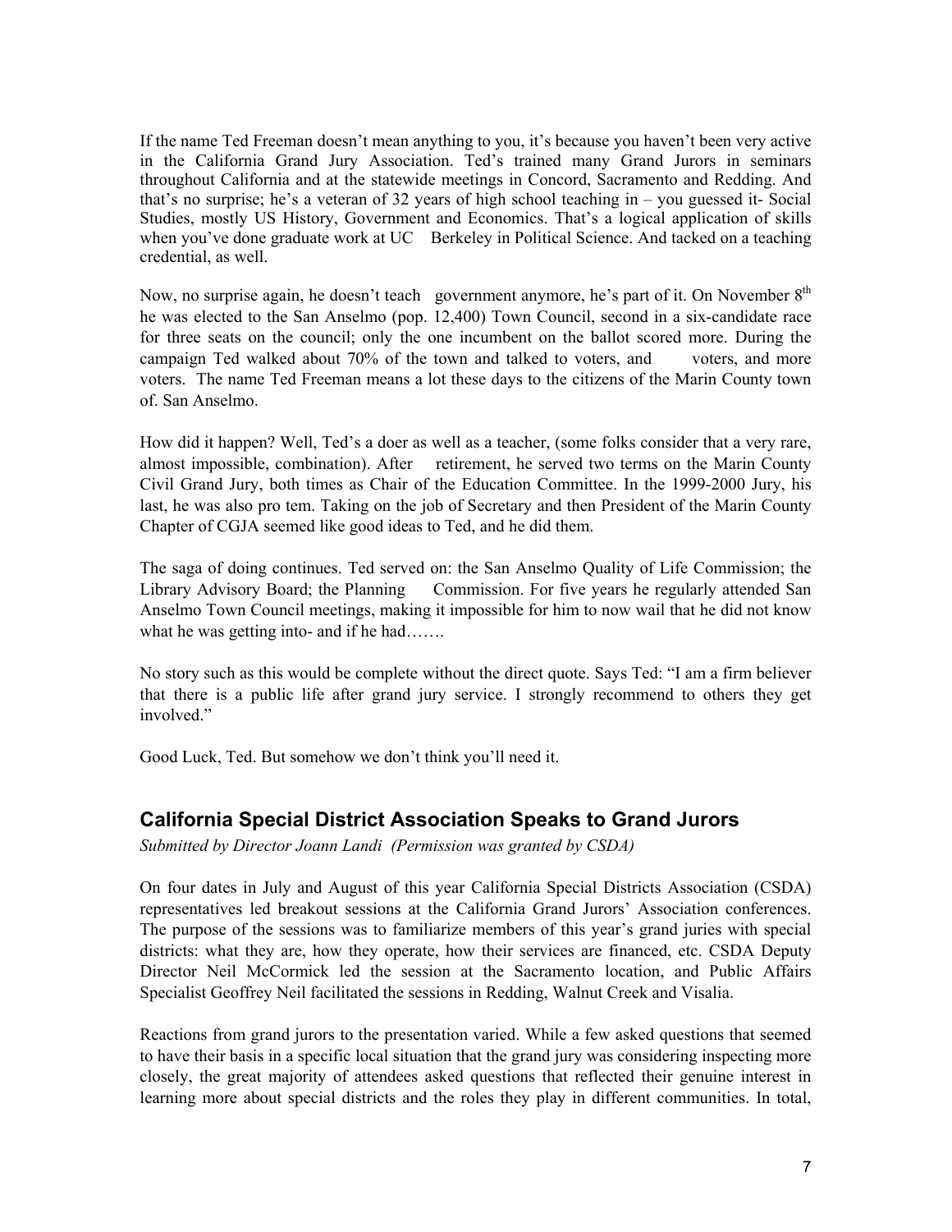If the name Ted Freeman doesn't mean anything to you, it's because you haven't been very active in the California Grand Jury Association. Ted's trained many Grand Jurors in seminars throughout California and at the statewide meetings in Concord, Sacramento and Redding. And that's no surprise; he's a veteran of 32 years of high school teaching in – you guessed it- Social Studies, mostly US History, Government and Economics. That's a logical application of skills when you've done graduate work at UC Berkeley in Political Science. And tacked on a teaching credential, as well.

Now, no surprise again, he doesn't teach government anymore, he's part of it. On November 8th he was elected to the San Anselmo (pop. 12,400) Town Council, second in a six-candidate race for three seats on the council; only the one incumbent on the ballot scored more. During the campaign Ted walked about 70% of the town and talked to voters, and voters, and more voters. The name Ted Freeman means a lot these days to the citizens of the Marin County town of. San Anselmo.

How did it happen? Well, Ted's a doer as well as a teacher, (some folks consider that a very rare, almost impossible, combination). After retirement, he served two terms on the Marin County Civil Grand Jury, both times as Chair of the Education Committee. In the 1999-2000 Jury, his last, he was also pro tem. Taking on the job of Secretary and then President of the Marin County Chapter of CGJA seemed like good ideas to Ted, and he did them.

The saga of doing continues. Ted served on: the San Anselmo Quality of Life Commission; the Library Advisory Board; the Planning Commission. For five years he regularly attended San Anselmo Town Council meetings, making it impossible for him to now wail that he did not know what he was getting into- and if he had…….

No story such as this would be complete without the direct quote. Says Ted: "I am a firm believer that there is a public life after grand jury service. I strongly recommend to others they get involved."

Good Luck, Ted. But somehow we don't think you'll need it.

## California Special District Association Speaks to Grand Jurors

*Submitted by Director Joann Landi (Permission was granted by CSDA)*

On four dates in July and August of this year California Special Districts Association (CSDA) representatives led breakout sessions at the California Grand Jurors' Association conferences. The purpose of the sessions was to familiarize members of this year's grand juries with special districts: what they are, how they operate, how their services are financed, etc. CSDA Deputy Director Neil McCormick led the session at the Sacramento location, and Public Affairs Specialist Geoffrey Neil facilitated the sessions in Redding, Walnut Creek and Visalia.

Reactions from grand jurors to the presentation varied. While a few asked questions that seemed to have their basis in a specific local situation that the grand jury was considering inspecting more closely, the great majority of attendees asked questions that reflected their genuine interest in learning more about special districts and the roles they play in different communities. In total,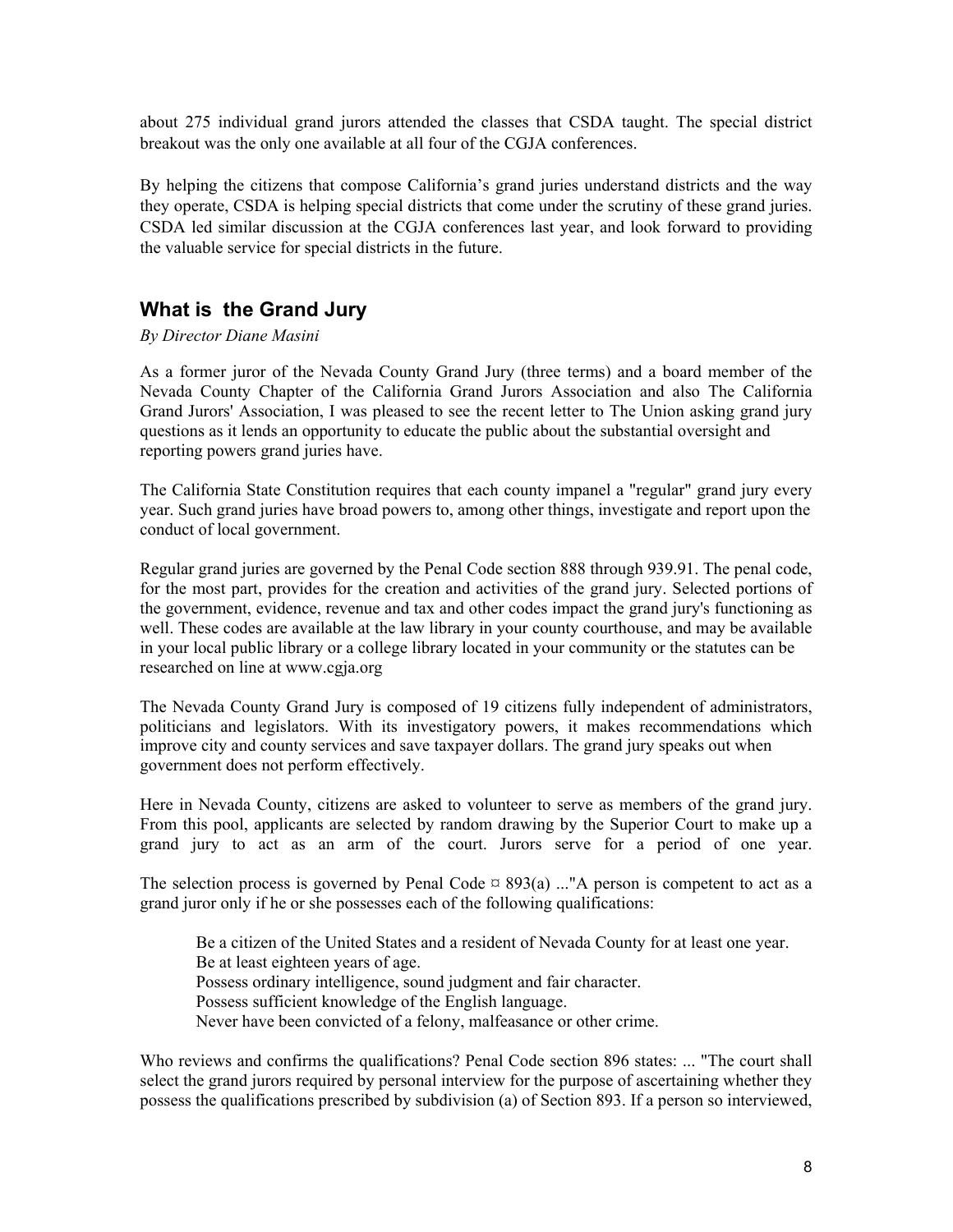about 275 individual grand jurors attended the classes that CSDA taught. The special district breakout was the only one available at all four of the CGJA conferences.

By helping the citizens that compose California's grand juries understand districts and the way they operate, CSDA is helping special districts that come under the scrutiny of these grand juries. CSDA led similar discussion at the CGJA conferences last year, and look forward to providing the valuable service for special districts in the future.

## What is the Grand Jury

*By Director Diane Masini*

As a former juror of the Nevada County Grand Jury (three terms) and a board member of the Nevada County Chapter of the California Grand Jurors Association and also The California Grand Jurors' Association, I was pleased to see the recent letter to The Union asking grand jury questions as it lends an opportunity to educate the public about the substantial oversight and reporting powers grand juries have.

The California State Constitution requires that each county impanel a "regular" grand jury every year. Such grand juries have broad powers to, among other things, investigate and report upon the conduct of local government.

Regular grand juries are governed by the Penal Code section 888 through 939.91. The penal code, for the most part, provides for the creation and activities of the grand jury. Selected portions of the government, evidence, revenue and tax and other codes impact the grand jury's functioning as well. These codes are available at the law library in your county courthouse, and may be available in your local public library or a college library located in your community or the statutes can be researched on line at www.cgja.org

The Nevada County Grand Jury is composed of 19 citizens fully independent of administrators, politicians and legislators. With its investigatory powers, it makes recommendations which improve city and county services and save taxpayer dollars. The grand jury speaks out when government does not perform effectively.

Here in Nevada County, citizens are asked to volunteer to serve as members of the grand jury. From this pool, applicants are selected by random drawing by the Superior Court to make up a grand jury to act as an arm of the court. Jurors serve for a period of one year.

The selection process is governed by Penal Code ¤ 893(a) ..."A person is competent to act as a grand juror only if he or she possesses each of the following qualifications:

> Be a citizen of the United States and a resident of Nevada County for at least one year.
> Be at least eighteen years of age.
> Possess ordinary intelligence, sound judgment and fair character.
> Possess sufficient knowledge of the English language.
> Never have been convicted of a felony, malfeasance or other crime.

Who reviews and confirms the qualifications? Penal Code section 896 states: ... "The court shall select the grand jurors required by personal interview for the purpose of ascertaining whether they possess the qualifications prescribed by subdivision (a) of Section 893. If a person so interviewed,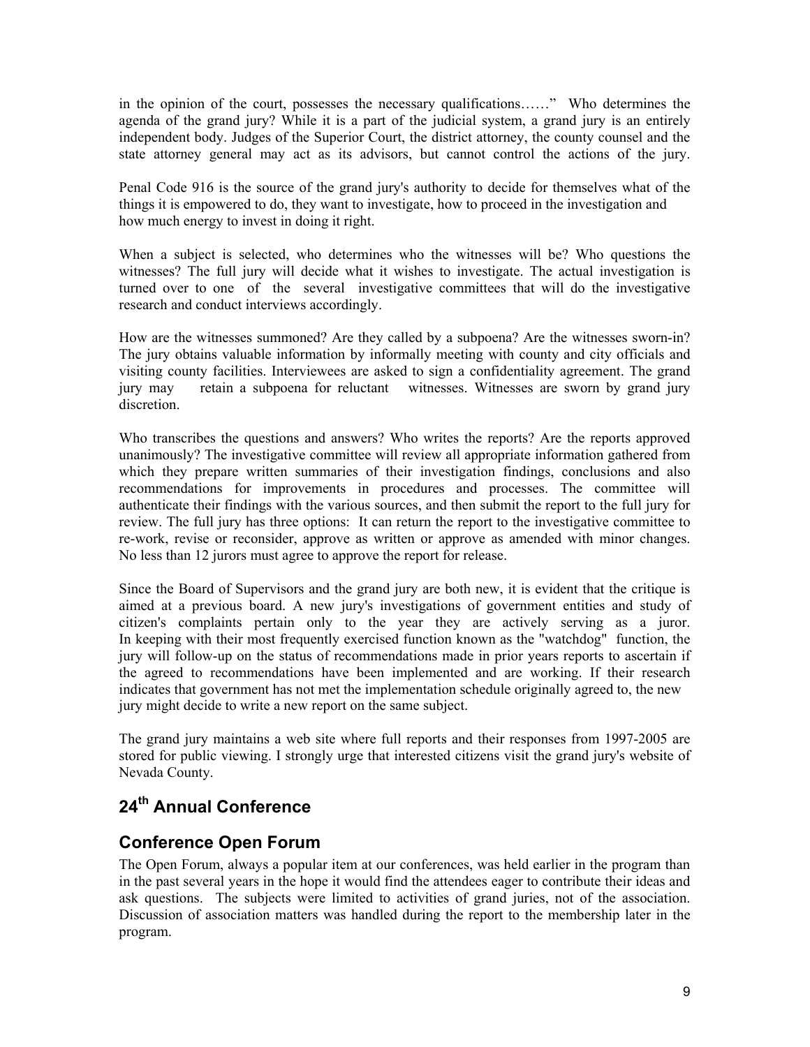in the opinion of the court, possesses the necessary qualifications……" Who determines the agenda of the grand jury? While it is a part of the judicial system, a grand jury is an entirely independent body. Judges of the Superior Court, the district attorney, the county counsel and the state attorney general may act as its advisors, but cannot control the actions of the jury.

Penal Code 916 is the source of the grand jury's authority to decide for themselves what of the things it is empowered to do, they want to investigate, how to proceed in the investigation and how much energy to invest in doing it right.

When a subject is selected, who determines who the witnesses will be? Who questions the witnesses? The full jury will decide what it wishes to investigate. The actual investigation is turned over to one of the several investigative committees that will do the investigative research and conduct interviews accordingly.

How are the witnesses summoned? Are they called by a subpoena? Are the witnesses sworn-in? The jury obtains valuable information by informally meeting with county and city officials and visiting county facilities. Interviewees are asked to sign a confidentiality agreement. The grand jury may retain a subpoena for reluctant witnesses. Witnesses are sworn by grand jury discretion.

Who transcribes the questions and answers? Who writes the reports? Are the reports approved unanimously? The investigative committee will review all appropriate information gathered from which they prepare written summaries of their investigation findings, conclusions and also recommendations for improvements in procedures and processes. The committee will authenticate their findings with the various sources, and then submit the report to the full jury for review. The full jury has three options: It can return the report to the investigative committee to re-work, revise or reconsider, approve as written or approve as amended with minor changes. No less than 12 jurors must agree to approve the report for release.

Since the Board of Supervisors and the grand jury are both new, it is evident that the critique is aimed at a previous board. A new jury's investigations of government entities and study of citizen's complaints pertain only to the year they are actively serving as a juror. In keeping with their most frequently exercised function known as the "watchdog" function, the jury will follow-up on the status of recommendations made in prior years reports to ascertain if the agreed to recommendations have been implemented and are working. If their research indicates that government has not met the implementation schedule originally agreed to, the new jury might decide to write a new report on the same subject.

The grand jury maintains a web site where full reports and their responses from 1997-2005 are stored for public viewing. I strongly urge that interested citizens visit the grand jury's website of Nevada County.

## 24th Annual Conference

## Conference Open Forum

The Open Forum, always a popular item at our conferences, was held earlier in the program than in the past several years in the hope it would find the attendees eager to contribute their ideas and ask questions. The subjects were limited to activities of grand juries, not of the association. Discussion of association matters was handled during the report to the membership later in the program.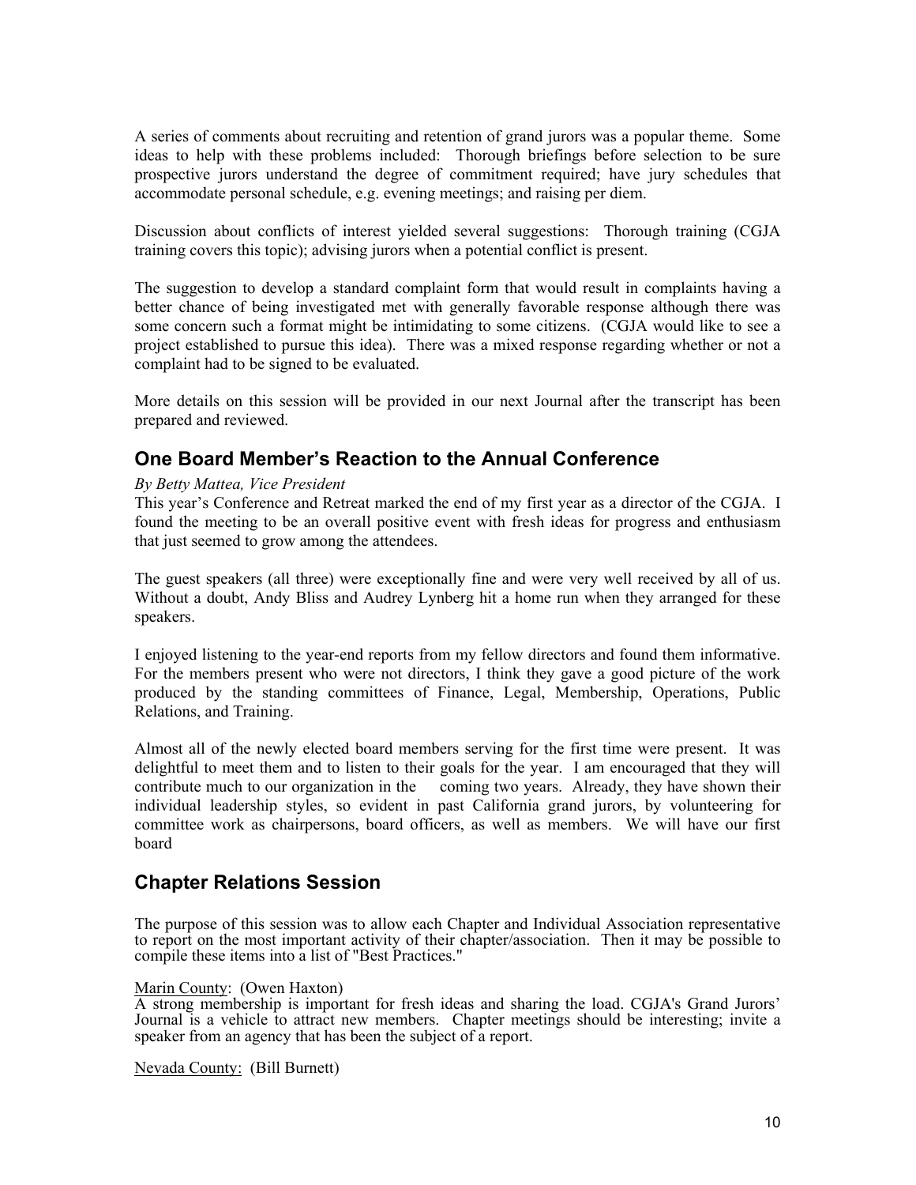A series of comments about recruiting and retention of grand jurors was a popular theme. Some ideas to help with these problems included: Thorough briefings before selection to be sure prospective jurors understand the degree of commitment required; have jury schedules that accommodate personal schedule, e.g. evening meetings; and raising per diem.

Discussion about conflicts of interest yielded several suggestions: Thorough training (CGJA training covers this topic); advising jurors when a potential conflict is present.

The suggestion to develop a standard complaint form that would result in complaints having a better chance of being investigated met with generally favorable response although there was some concern such a format might be intimidating to some citizens. (CGJA would like to see a project established to pursue this idea). There was a mixed response regarding whether or not a complaint had to be signed to be evaluated.

More details on this session will be provided in our next Journal after the transcript has been prepared and reviewed.

## One Board Member's Reaction to the Annual Conference

*By Betty Mattea, Vice President*

This year's Conference and Retreat marked the end of my first year as a director of the CGJA. I found the meeting to be an overall positive event with fresh ideas for progress and enthusiasm that just seemed to grow among the attendees.

The guest speakers (all three) were exceptionally fine and were very well received by all of us. Without a doubt, Andy Bliss and Audrey Lynberg hit a home run when they arranged for these speakers.

I enjoyed listening to the year-end reports from my fellow directors and found them informative. For the members present who were not directors, I think they gave a good picture of the work produced by the standing committees of Finance, Legal, Membership, Operations, Public Relations, and Training.

Almost all of the newly elected board members serving for the first time were present. It was delightful to meet them and to listen to their goals for the year. I am encouraged that they will contribute much to our organization in the coming two years. Already, they have shown their individual leadership styles, so evident in past California grand jurors, by volunteering for committee work as chairpersons, board officers, as well as members. We will have our first board

## Chapter Relations Session

The purpose of this session was to allow each Chapter and Individual Association representative to report on the most important activity of their chapter/association. Then it may be possible to compile these items into a list of "Best Practices."

Marin County: (Owen Haxton)
A strong membership is important for fresh ideas and sharing the load. CGJA's Grand Jurors' Journal is a vehicle to attract new members. Chapter meetings should be interesting; invite a speaker from an agency that has been the subject of a report.

Nevada County: (Bill Burnett)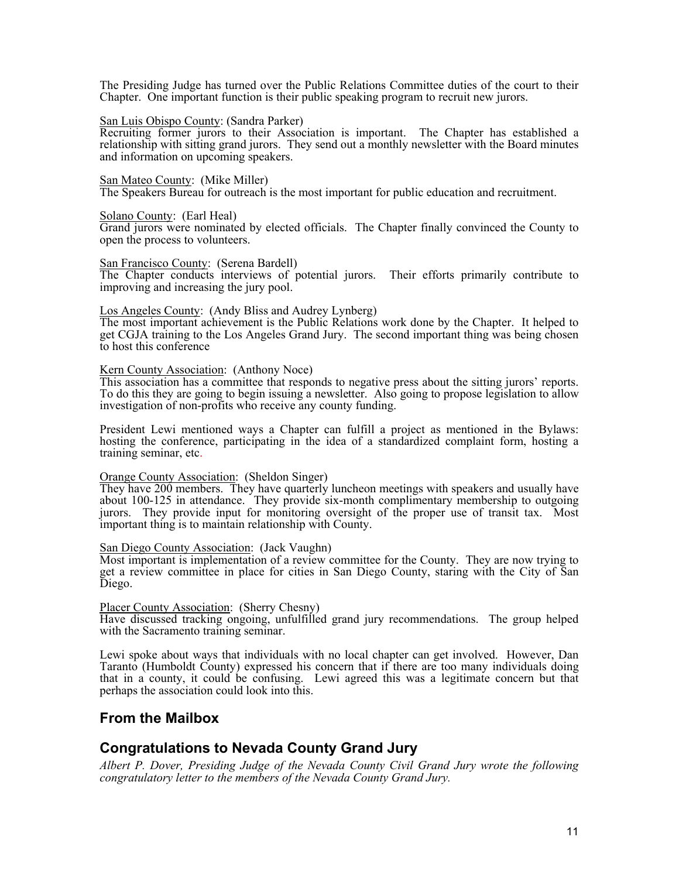The Presiding Judge has turned over the Public Relations Committee duties of the court to their Chapter. One important function is their public speaking program to recruit new jurors.

San Luis Obispo County: (Sandra Parker)
Recruiting former jurors to their Association is important. The Chapter has established a relationship with sitting grand jurors. They send out a monthly newsletter with the Board minutes and information on upcoming speakers.

San Mateo County: (Mike Miller)
The Speakers Bureau for outreach is the most important for public education and recruitment.

Solano County: (Earl Heal)
Grand jurors were nominated by elected officials. The Chapter finally convinced the County to open the process to volunteers.

San Francisco County: (Serena Bardell)
The Chapter conducts interviews of potential jurors. Their efforts primarily contribute to improving and increasing the jury pool.

Los Angeles County: (Andy Bliss and Audrey Lynberg)
The most important achievement is the Public Relations work done by the Chapter. It helped to get CGJA training to the Los Angeles Grand Jury. The second important thing was being chosen to host this conference

Kern County Association: (Anthony Noce)
This association has a committee that responds to negative press about the sitting jurors' reports. To do this they are going to begin issuing a newsletter. Also going to propose legislation to allow investigation of non-profits who receive any county funding.

President Lewi mentioned ways a Chapter can fulfill a project as mentioned in the Bylaws: hosting the conference, participating in the idea of a standardized complaint form, hosting a training seminar, etc.

Orange County Association: (Sheldon Singer)
They have 200 members. They have quarterly luncheon meetings with speakers and usually have about 100-125 in attendance. They provide six-month complimentary membership to outgoing jurors. They provide input for monitoring oversight of the proper use of transit tax. Most important thing is to maintain relationship with County.

San Diego County Association: (Jack Vaughn)
Most important is implementation of a review committee for the County. They are now trying to get a review committee in place for cities in San Diego County, staring with the City of San Diego.

Placer County Association: (Sherry Chesny)
Have discussed tracking ongoing, unfulfilled grand jury recommendations. The group helped with the Sacramento training seminar.

Lewi spoke about ways that individuals with no local chapter can get involved. However, Dan Taranto (Humboldt County) expressed his concern that if there are too many individuals doing that in a county, it could be confusing. Lewi agreed this was a legitimate concern but that perhaps the association could look into this.

## From the Mailbox

## Congratulations to Nevada County Grand Jury

*Albert P. Dover, Presiding Judge of the Nevada County Civil Grand Jury wrote the following congratulatory letter to the members of the Nevada County Grand Jury.*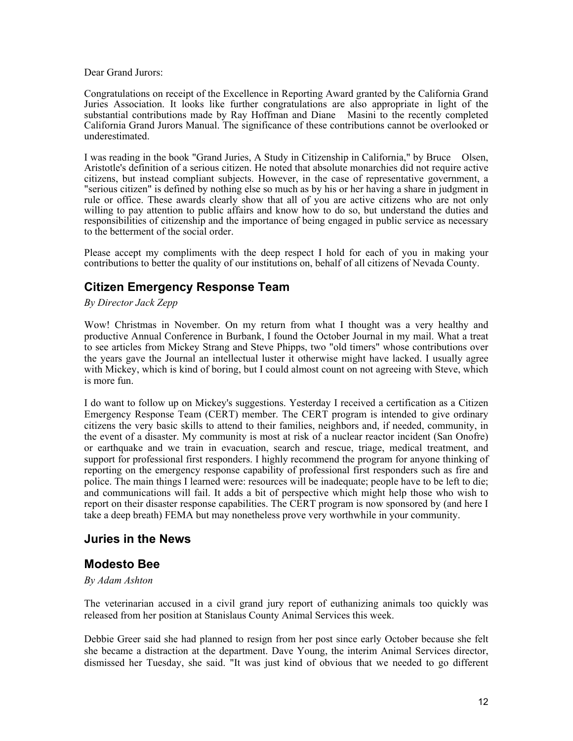Dear Grand Jurors:

Congratulations on receipt of the Excellence in Reporting Award granted by the California Grand Juries Association. It looks like further congratulations are also appropriate in light of the substantial contributions made by Ray Hoffman and Diane Masini to the recently completed California Grand Jurors Manual. The significance of these contributions cannot be overlooked or underestimated.

I was reading in the book "Grand Juries, A Study in Citizenship in California," by Bruce Olsen, Aristotle's definition of a serious citizen. He noted that absolute monarchies did not require active citizens, but instead compliant subjects. However, in the case of representative government, a "serious citizen" is defined by nothing else so much as by his or her having a share in judgment in rule or office. These awards clearly show that all of you are active citizens who are not only willing to pay attention to public affairs and know how to do so, but understand the duties and responsibilities of citizenship and the importance of being engaged in public service as necessary to the betterment of the social order.

Please accept my compliments with the deep respect I hold for each of you in making your contributions to better the quality of our institutions on, behalf of all citizens of Nevada County.

## Citizen Emergency Response Team

*By Director Jack Zepp*

Wow! Christmas in November. On my return from what I thought was a very healthy and productive Annual Conference in Burbank, I found the October Journal in my mail. What a treat to see articles from Mickey Strang and Steve Phipps, two "old timers" whose contributions over the years gave the Journal an intellectual luster it otherwise might have lacked. I usually agree with Mickey, which is kind of boring, but I could almost count on not agreeing with Steve, which is more fun.

I do want to follow up on Mickey's suggestions. Yesterday I received a certification as a Citizen Emergency Response Team (CERT) member. The CERT program is intended to give ordinary citizens the very basic skills to attend to their families, neighbors and, if needed, community, in the event of a disaster. My community is most at risk of a nuclear reactor incident (San Onofre) or earthquake and we train in evacuation, search and rescue, triage, medical treatment, and support for professional first responders. I highly recommend the program for anyone thinking of reporting on the emergency response capability of professional first responders such as fire and police. The main things I learned were: resources will be inadequate; people have to be left to die; and communications will fail. It adds a bit of perspective which might help those who wish to report on their disaster response capabilities. The CERT program is now sponsored by (and here I take a deep breath) FEMA but may nonetheless prove very worthwhile in your community.

## Juries in the News

## Modesto Bee

*By Adam Ashton*

The veterinarian accused in a civil grand jury report of euthanizing animals too quickly was released from her position at Stanislaus County Animal Services this week.

Debbie Greer said she had planned to resign from her post since early October because she felt she became a distraction at the department. Dave Young, the interim Animal Services director, dismissed her Tuesday, she said. "It was just kind of obvious that we needed to go different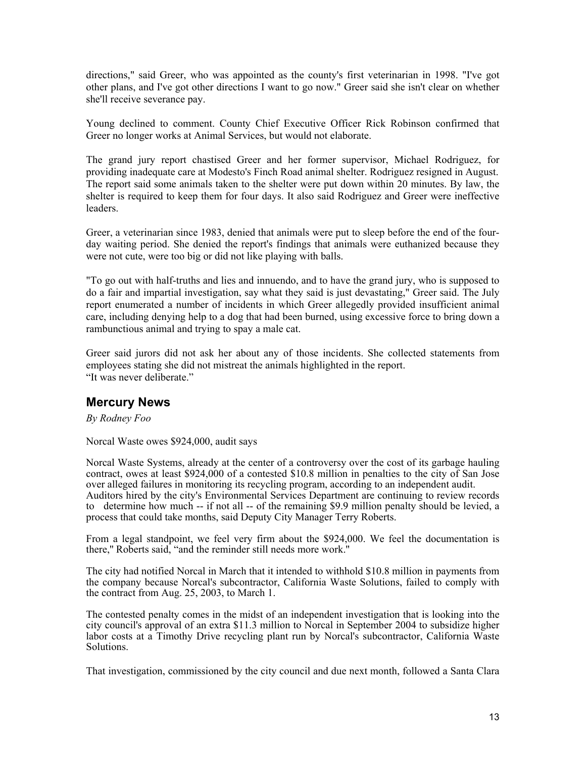directions," said Greer, who was appointed as the county's first veterinarian in 1998. "I've got other plans, and I've got other directions I want to go now." Greer said she isn't clear on whether she'll receive severance pay.

Young declined to comment. County Chief Executive Officer Rick Robinson confirmed that Greer no longer works at Animal Services, but would not elaborate.

The grand jury report chastised Greer and her former supervisor, Michael Rodriguez, for providing inadequate care at Modesto's Finch Road animal shelter. Rodriguez resigned in August. The report said some animals taken to the shelter were put down within 20 minutes. By law, the shelter is required to keep them for four days. It also said Rodriguez and Greer were ineffective leaders.

Greer, a veterinarian since 1983, denied that animals were put to sleep before the end of the four-day waiting period. She denied the report's findings that animals were euthanized because they were not cute, were too big or did not like playing with balls.

"To go out with half-truths and lies and innuendo, and to have the grand jury, who is supposed to do a fair and impartial investigation, say what they said is just devastating," Greer said. The July report enumerated a number of incidents in which Greer allegedly provided insufficient animal care, including denying help to a dog that had been burned, using excessive force to bring down a rambunctious animal and trying to spay a male cat.

Greer said jurors did not ask her about any of those incidents. She collected statements from employees stating she did not mistreat the animals highlighted in the report.
"It was never deliberate."

## Mercury News

*By Rodney Foo*

Norcal Waste owes $924,000, audit says

Norcal Waste Systems, already at the center of a controversy over the cost of its garbage hauling contract, owes at least $924,000 of a contested $10.8 million in penalties to the city of San Jose over alleged failures in monitoring its recycling program, according to an independent audit.
Auditors hired by the city's Environmental Services Department are continuing to review records to determine how much -- if not all -- of the remaining $9.9 million penalty should be levied, a process that could take months, said Deputy City Manager Terry Roberts.

From a legal standpoint, we feel very firm about the $924,000. We feel the documentation is there," Roberts said, "and the reminder still needs more work."

The city had notified Norcal in March that it intended to withhold $10.8 million in payments from the company because Norcal's subcontractor, California Waste Solutions, failed to comply with the contract from Aug. 25, 2003, to March 1.

The contested penalty comes in the midst of an independent investigation that is looking into the city council's approval of an extra $11.3 million to Norcal in September 2004 to subsidize higher labor costs at a Timothy Drive recycling plant run by Norcal's subcontractor, California Waste Solutions.

That investigation, commissioned by the city council and due next month, followed a Santa Clara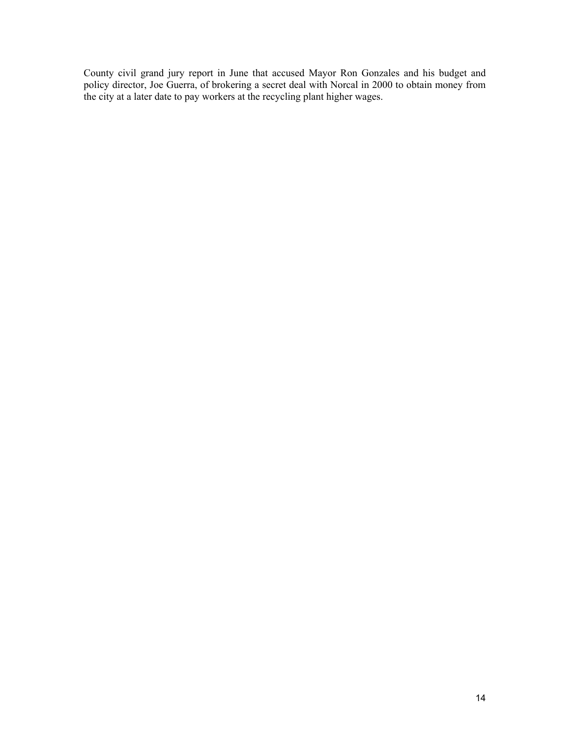County civil grand jury report in June that accused Mayor Ron Gonzales and his budget and policy director, Joe Guerra, of brokering a secret deal with Norcal in 2000 to obtain money from the city at a later date to pay workers at the recycling plant higher wages.